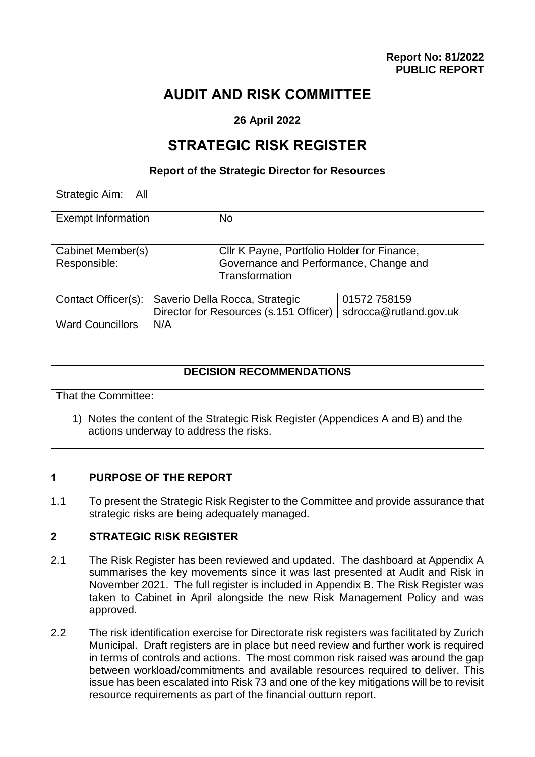**Report No: 81/2022**
**PUBLIC REPORT**

# AUDIT AND RISK COMMITTEE

**26 April 2022**

# STRATEGIC RISK REGISTER

**Report of the Strategic Director for Resources**

| | | | |
|---|---|---|---|
| Strategic Aim: | All | | |
| Exempt Information | | No | |
| Cabinet Member(s) Responsible: | | Cllr K Payne, Portfolio Holder for Finance, Governance and Performance, Change and Transformation | |
| Contact Officer(s): | Saverio Della Rocca, Strategic Director for Resources (s.151 Officer) | | 01572 758159 sdrocca@rutland.gov.uk |
| Ward Councillors | N/A | | |

| **DECISION RECOMMENDATIONS** |
|---|
| That the Committee:<br><br>1) Notes the content of the Strategic Risk Register (Appendices A and B) and the actions underway to address the risks. |

## 1 PURPOSE OF THE REPORT

1.1 To present the Strategic Risk Register to the Committee and provide assurance that strategic risks are being adequately managed.

## 2 STRATEGIC RISK REGISTER

2.1 The Risk Register has been reviewed and updated. The dashboard at Appendix A summarises the key movements since it was last presented at Audit and Risk in November 2021. The full register is included in Appendix B. The Risk Register was taken to Cabinet in April alongside the new Risk Management Policy and was approved.

2.2 The risk identification exercise for Directorate risk registers was facilitated by Zurich Municipal. Draft registers are in place but need review and further work is required in terms of controls and actions. The most common risk raised was around the gap between workload/commitments and available resources required to deliver. This issue has been escalated into Risk 73 and one of the key mitigations will be to revisit resource requirements as part of the financial outturn report.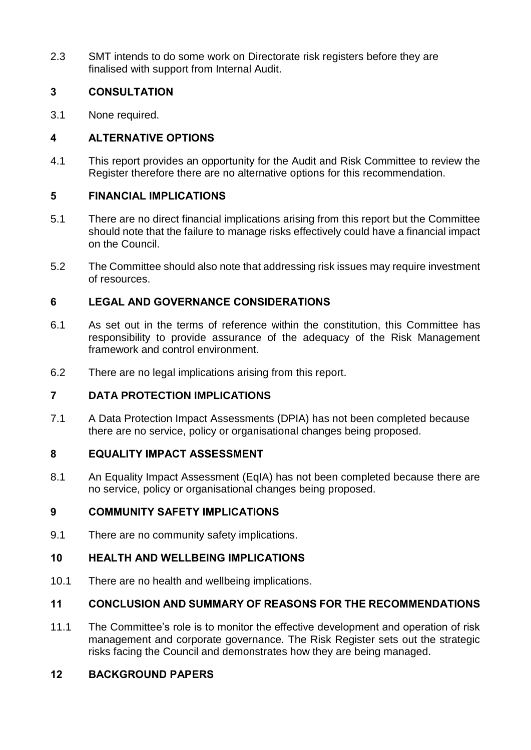2.3 SMT intends to do some work on Directorate risk registers before they are finalised with support from Internal Audit.

## 3 CONSULTATION

3.1 None required.

## 4 ALTERNATIVE OPTIONS

4.1 This report provides an opportunity for the Audit and Risk Committee to review the Register therefore there are no alternative options for this recommendation.

## 5 FINANCIAL IMPLICATIONS

5.1 There are no direct financial implications arising from this report but the Committee should note that the failure to manage risks effectively could have a financial impact on the Council.

5.2 The Committee should also note that addressing risk issues may require investment of resources.

## 6 LEGAL AND GOVERNANCE CONSIDERATIONS

6.1 As set out in the terms of reference within the constitution, this Committee has responsibility to provide assurance of the adequacy of the Risk Management framework and control environment.

6.2 There are no legal implications arising from this report.

## 7 DATA PROTECTION IMPLICATIONS

7.1 A Data Protection Impact Assessments (DPIA) has not been completed because there are no service, policy or organisational changes being proposed.

## 8 EQUALITY IMPACT ASSESSMENT

8.1 An Equality Impact Assessment (EqIA) has not been completed because there are no service, policy or organisational changes being proposed.

## 9 COMMUNITY SAFETY IMPLICATIONS

9.1 There are no community safety implications.

## 10 HEALTH AND WELLBEING IMPLICATIONS

10.1 There are no health and wellbeing implications.

## 11 CONCLUSION AND SUMMARY OF REASONS FOR THE RECOMMENDATIONS

11.1 The Committee's role is to monitor the effective development and operation of risk management and corporate governance. The Risk Register sets out the strategic risks facing the Council and demonstrates how they are being managed.

## 12 BACKGROUND PAPERS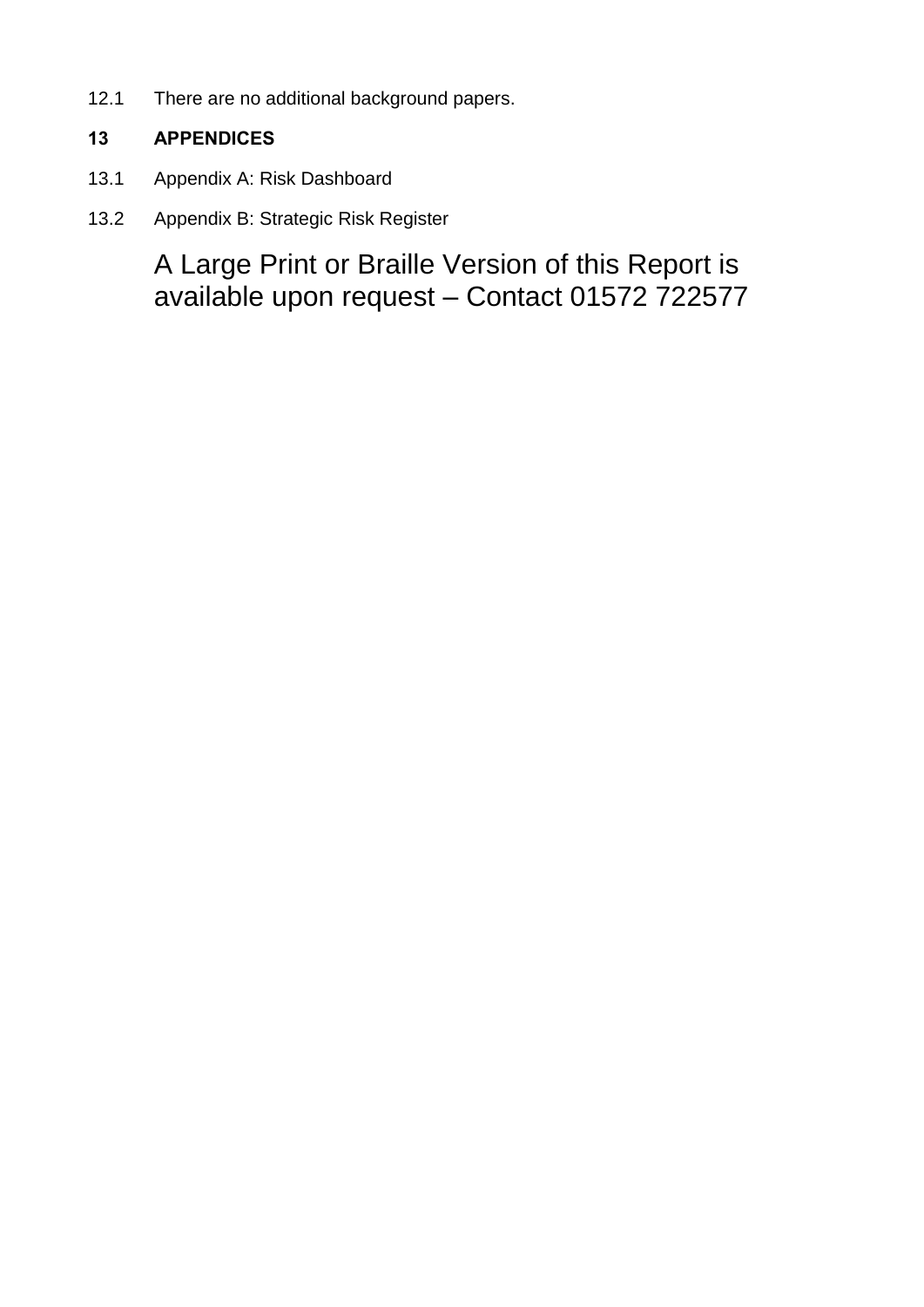12.1 There are no additional background papers.

## 13 APPENDICES

13.1 Appendix A: Risk Dashboard

13.2 Appendix B: Strategic Risk Register

A Large Print or Braille Version of this Report is available upon request – Contact 01572 722577